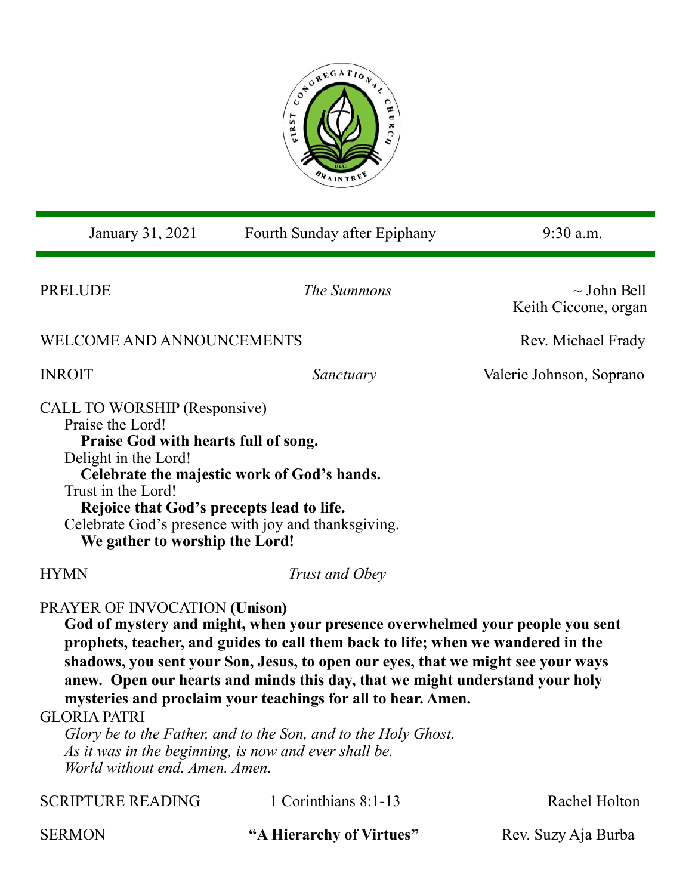FIRST CONGREGATIONAL CHURCH UCC BRAINTREE

| January 31, 2021 | Fourth Sunday after Epiphany | 9:30 a.m. |
|---|---|---|

PRELUDE *The Summons* ~ John Bell
Keith Ciccone, organ

WELCOME AND ANNOUNCEMENTS Rev. Michael Frady

INROIT *Sanctuary* Valerie Johnson, Soprano

CALL TO WORSHIP (Responsive)

Praise the Lord!
**Praise God with hearts full of song.**
Delight in the Lord!
**Celebrate the majestic work of God's hands.**
Trust in the Lord!
**Rejoice that God's precepts lead to life.**
Celebrate God's presence with joy and thanksgiving.
**We gather to worship the Lord!**

HYMN *Trust and Obey*

PRAYER OF INVOCATION **(Unison)**

**God of mystery and might, when your presence overwhelmed your people you sent prophets, teacher, and guides to call them back to life; when we wandered in the shadows, you sent your Son, Jesus, to open our eyes, that we might see your ways anew. Open our hearts and minds this day, that we might understand your holy mysteries and proclaim your teachings for all to hear. Amen.**

GLORIA PATRI

*Glory be to the Father, and to the Son, and to the Holy Ghost.*
*As it was in the beginning, is now and ever shall be.*
*World without end. Amen. Amen.*

SCRIPTURE READING 1 Corinthians 8:1-13 Rachel Holton

SERMON **"A Hierarchy of Virtues"** Rev. Suzy Aja Burba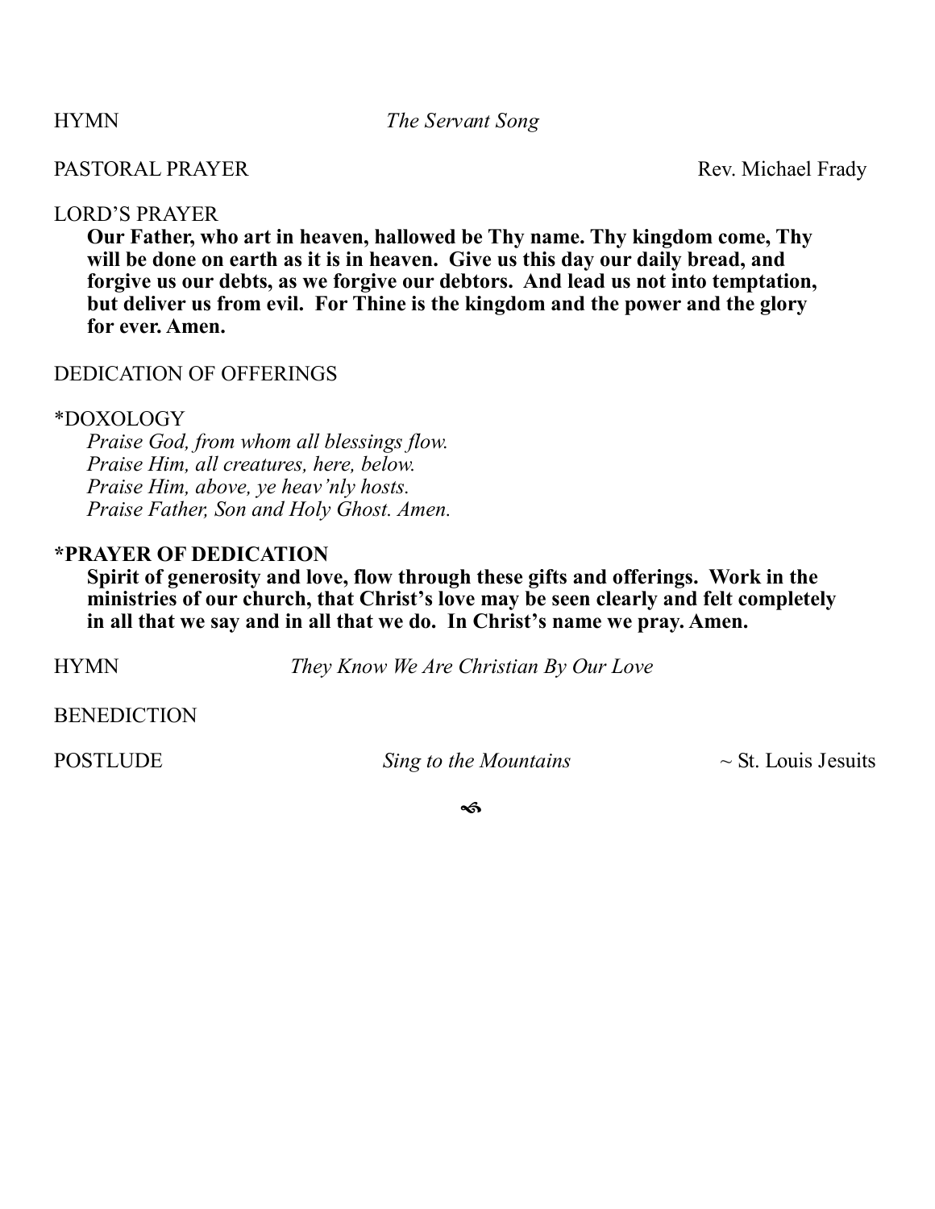HYMN *The Servant Song*

PASTORAL PRAYER Rev. Michael Frady

LORD'S PRAYER

**Our Father, who art in heaven, hallowed be Thy name. Thy kingdom come, Thy will be done on earth as it is in heaven. Give us this day our daily bread, and forgive us our debts, as we forgive our debtors. And lead us not into temptation, but deliver us from evil. For Thine is the kingdom and the power and the glory for ever. Amen.**

DEDICATION OF OFFERINGS

*DOXOLOGY

*Praise God, from whom all blessings flow.*
*Praise Him, all creatures, here, below.*
*Praise Him, above, ye heav'nly hosts.*
*Praise Father, Son and Holy Ghost. Amen.*

**\*PRAYER OF DEDICATION**

**Spirit of generosity and love, flow through these gifts and offerings. Work in the ministries of our church, that Christ's love may be seen clearly and felt completely in all that we say and in all that we do. In Christ's name we pray. Amen.**

HYMN *They Know We Are Christian By Our Love*

BENEDICTION

POSTLUDE *Sing to the Mountains* ~ St. Louis Jesuits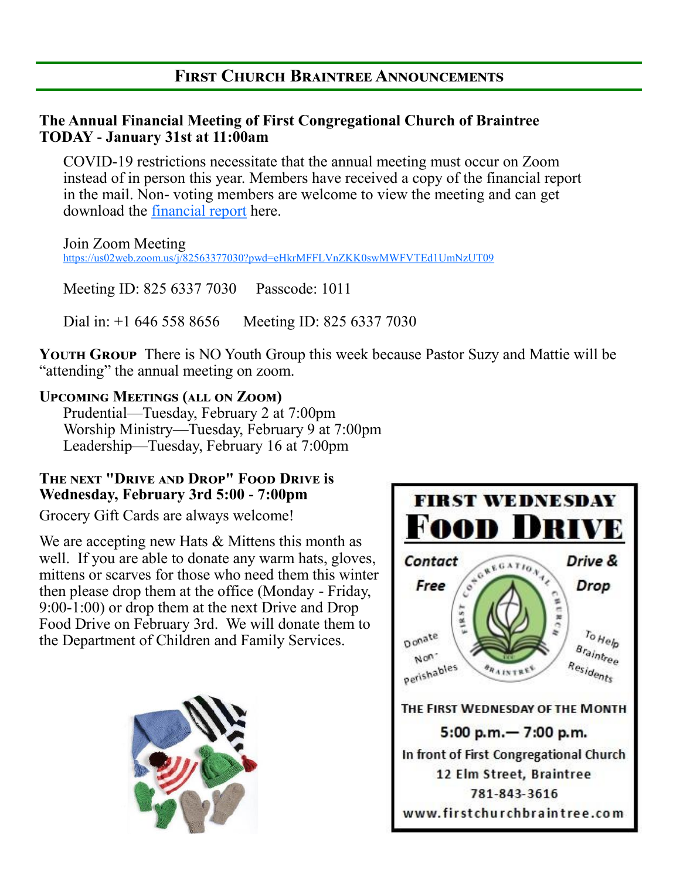## First Church Braintree Announcements

**The Annual Financial Meeting of First Congregational Church of Braintree TODAY - January 31st at 11:00am**

COVID-19 restrictions necessitate that the annual meeting must occur on Zoom instead of in person this year. Members have received a copy of the financial report in the mail. Non- voting members are welcome to view the meeting and can get download the financial report here.

Join Zoom Meeting
https://us02web.zoom.us/j/82563377030?pwd=eHkrMFFLVnZKK0swMWFVTEd1UmNzUT09

Meeting ID: 825 6337 7030    Passcode: 1011

Dial in: +1 646 558 8656    Meeting ID: 825 6337 7030

**Youth Group** There is NO Youth Group this week because Pastor Suzy and Mattie will be "attending" the annual meeting on zoom.

**Upcoming Meetings (all on Zoom)**

Prudential—Tuesday, February 2 at 7:00pm
Worship Ministry—Tuesday, February 9 at 7:00pm
Leadership—Tuesday, February 16 at 7:00pm

**The next "Drive and Drop" Food Drive is Wednesday, February 3rd 5:00 - 7:00pm**

Grocery Gift Cards are always welcome!

We are accepting new Hats & Mittens this month as well. If you are able to donate any warm hats, gloves, mittens or scarves for those who need them this winter then please drop them at the office (Monday - Friday, 9:00-1:00) or drop them at the next Drive and Drop Food Drive on February 3rd. We will donate them to the Department of Children and Family Services.

**FIRST WEDNESDAY FOOD DRIVE**

Contact Free — Drive & Drop

Donate Non-Perishables — To Help Braintree Residents

THE FIRST WEDNESDAY OF THE MONTH
5:00 p.m.— 7:00 p.m.
In front of First Congregational Church
12 Elm Street, Braintree
781-843-3616
www.firstchurchbraintree.com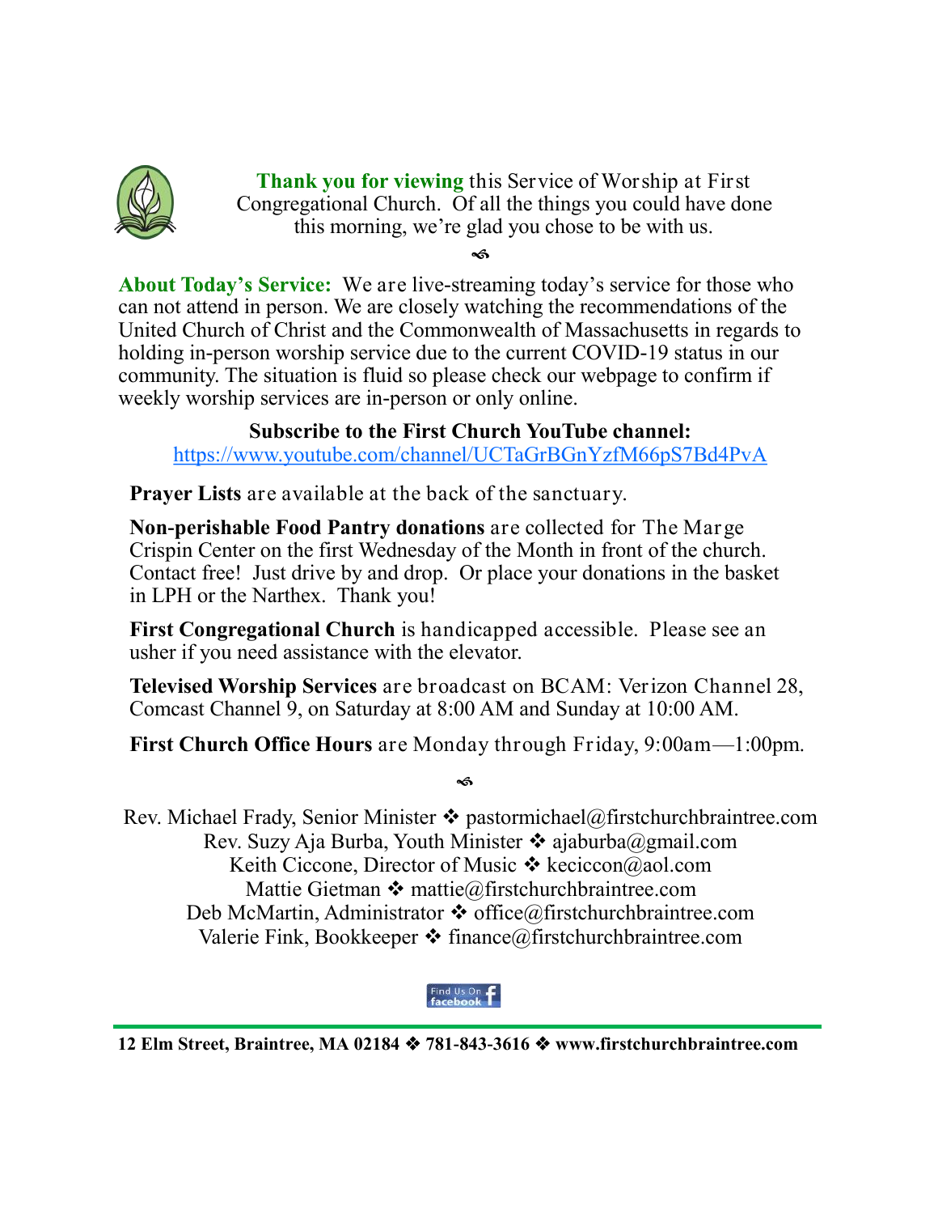**Thank you for viewing** this Service of Worship at First Congregational Church. Of all the things you could have done this morning, we're glad you chose to be with us.

**About Today's Service:** We are live-streaming today's service for those who can not attend in person. We are closely watching the recommendations of the United Church of Christ and the Commonwealth of Massachusetts in regards to holding in-person worship service due to the current COVID-19 status in our community. The situation is fluid so please check our webpage to confirm if weekly worship services are in-person or only online.

**Subscribe to the First Church YouTube channel:**
https://www.youtube.com/channel/UCTaGrBGnYzfM66pS7Bd4PvA

**Prayer Lists** are available at the back of the sanctuary.

**Non-perishable Food Pantry donations** are collected for The Marge Crispin Center on the first Wednesday of the Month in front of the church. Contact free! Just drive by and drop. Or place your donations in the basket in LPH or the Narthex. Thank you!

**First Congregational Church** is handicapped accessible. Please see an usher if you need assistance with the elevator.

**Televised Worship Services** are broadcast on BCAM: Verizon Channel 28, Comcast Channel 9, on Saturday at 8:00 AM and Sunday at 10:00 AM.

**First Church Office Hours** are Monday through Friday, 9:00am—1:00pm.

Rev. Michael Frady, Senior Minister ❖ pastormichael@firstchurchbraintree.com
Rev. Suzy Aja Burba, Youth Minister ❖ ajaburba@gmail.com
Keith Ciccone, Director of Music ❖ keciccon@aol.com
Mattie Gietman ❖ mattie@firstchurchbraintree.com
Deb McMartin, Administrator ❖ office@firstchurchbraintree.com
Valerie Fink, Bookkeeper ❖ finance@firstchurchbraintree.com

Find Us On facebook

**12 Elm Street, Braintree, MA 02184 ❖ 781-843-3616 ❖ www.firstchurchbraintree.com**